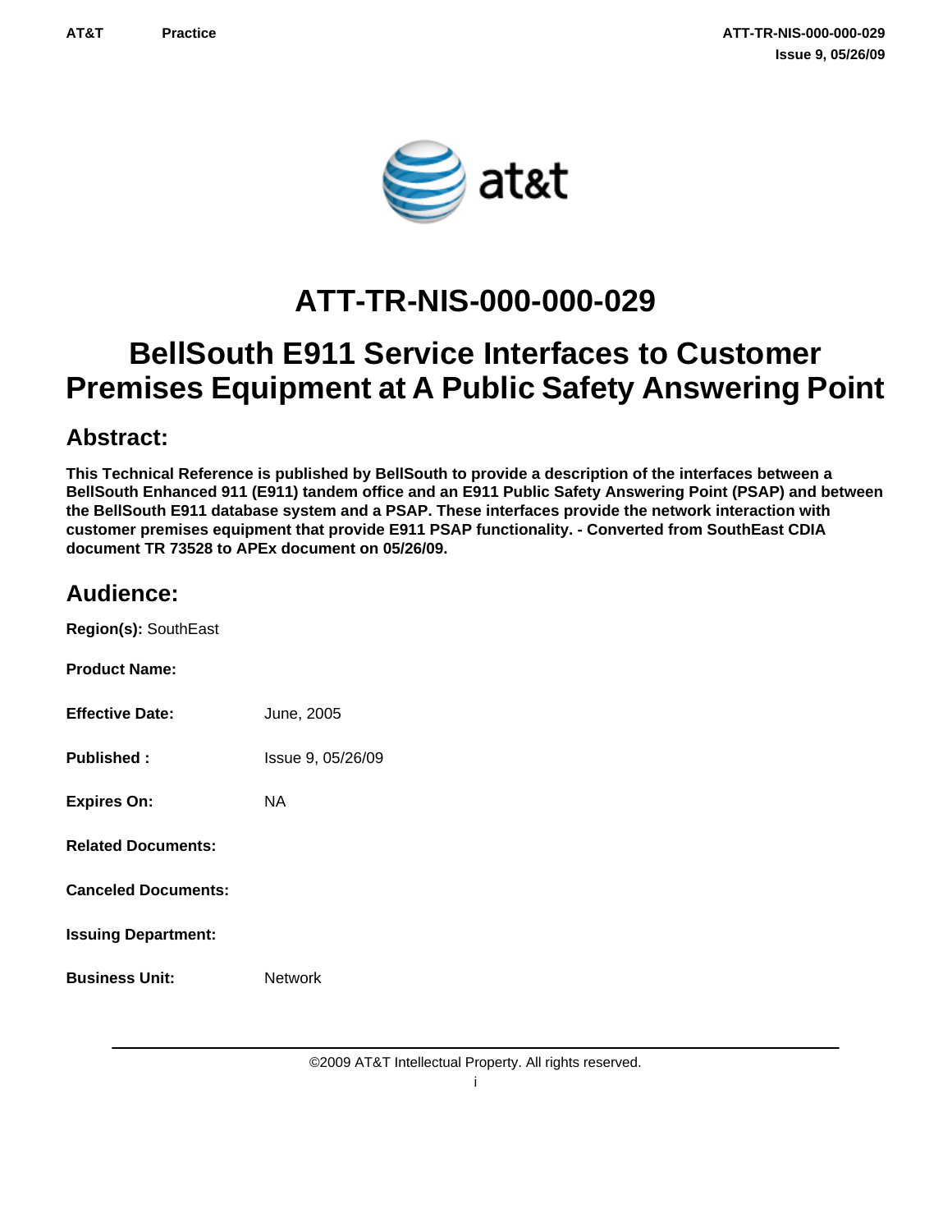# ATT-TR-NIS-000-000-029

# BellSouth E911 Service Interfaces to Customer Premises Equipment at A Public Safety Answering Point

## Abstract:

**This Technical Reference is published by BellSouth to provide a description of the interfaces between a BellSouth Enhanced 911 (E911) tandem office and an E911 Public Safety Answering Point (PSAP) and between the BellSouth E911 database system and a PSAP. These interfaces provide the network interaction with customer premises equipment that provide E911 PSAP functionality. - Converted from SouthEast CDIA document TR 73528 to APEx document on 05/26/09.**

## Audience:

**Region(s):** SouthEast

**Product Name:**

**Effective Date:** June, 2005

**Published :** Issue 9, 05/26/09

**Expires On:** NA

**Related Documents:**

**Canceled Documents:**

**Issuing Department:**

**Business Unit:** Network

©2009 AT&T Intellectual Property. All rights reserved.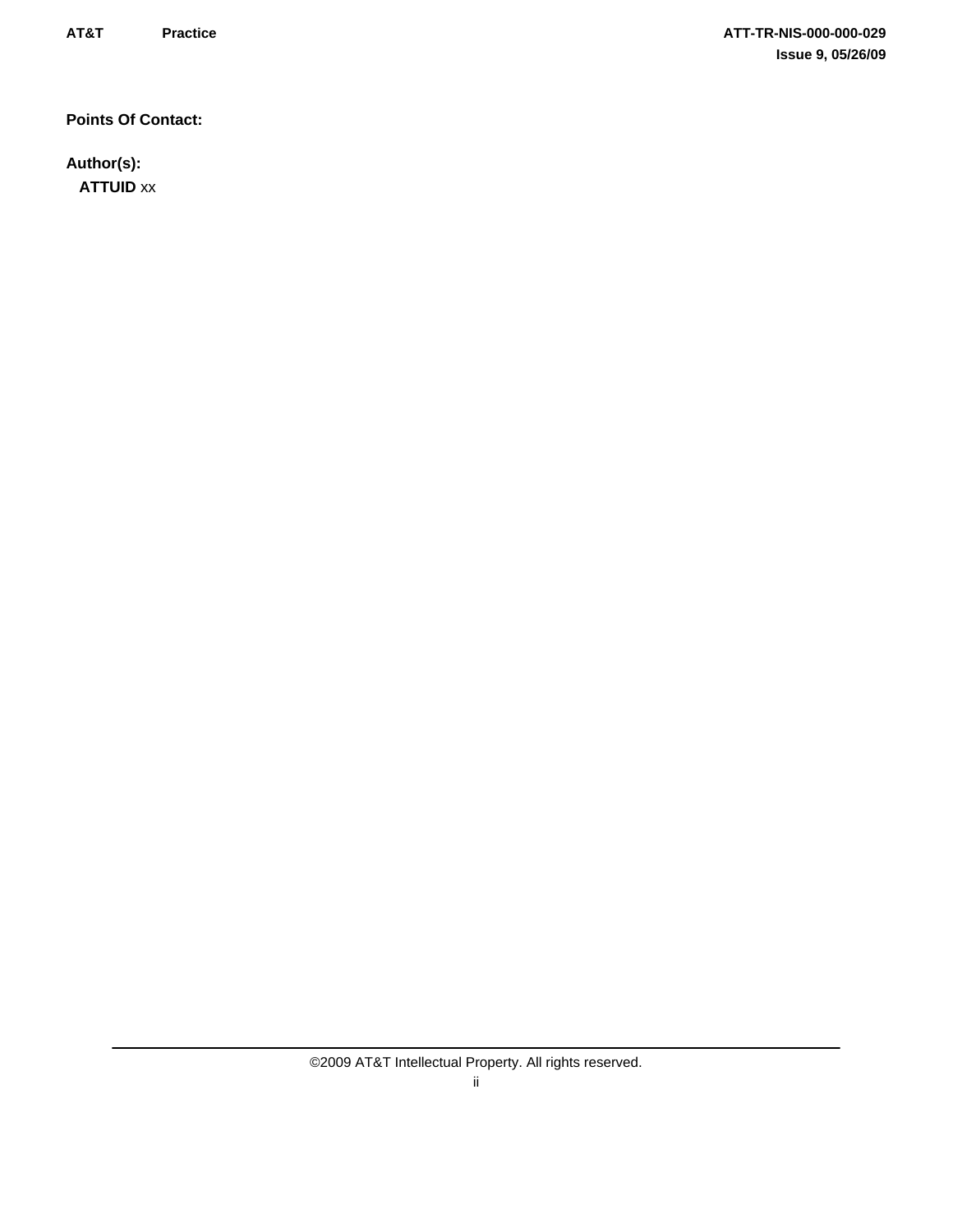**Points Of Contact:**

**Author(s):**

**ATTUID** xx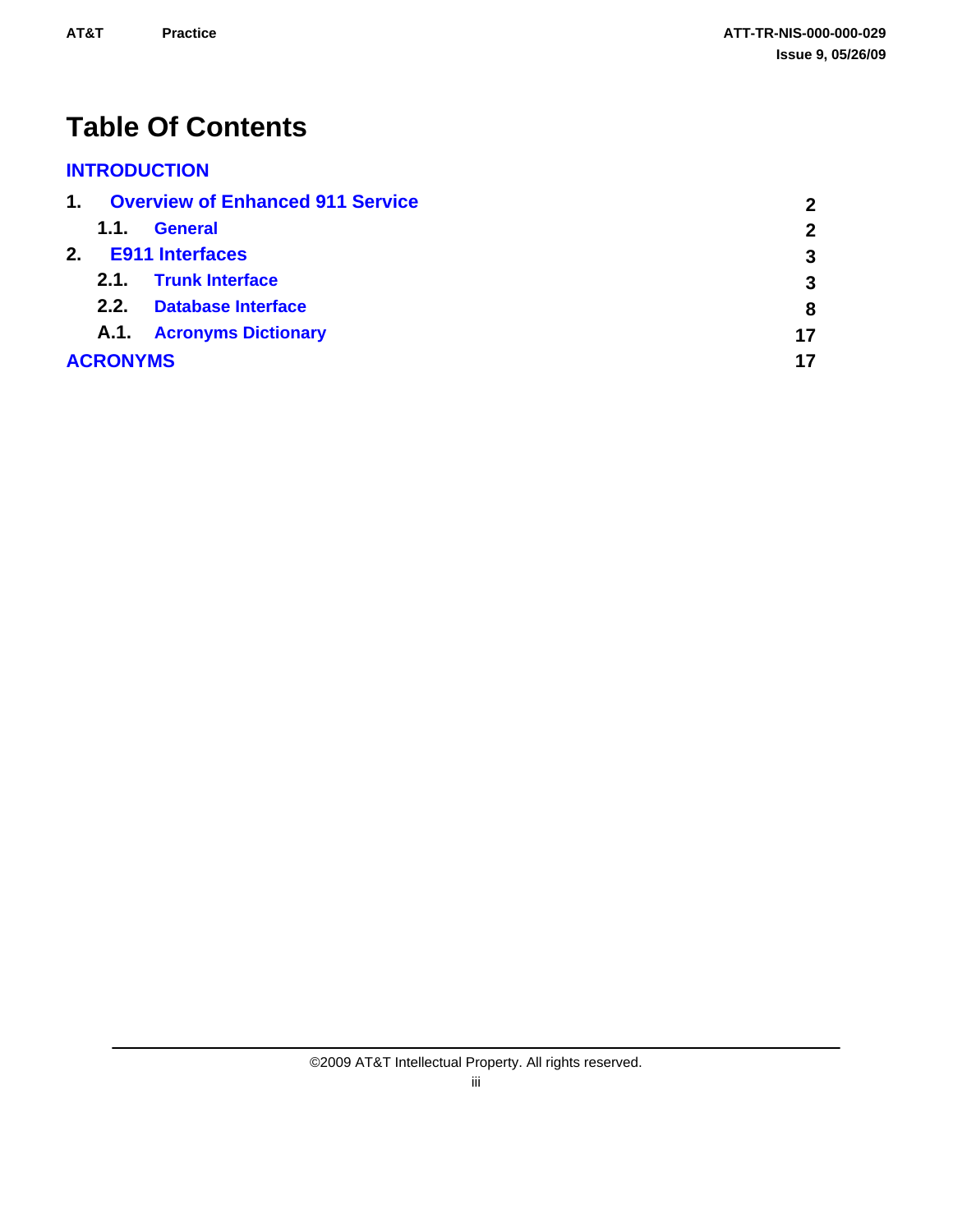# Table Of Contents

INTRODUCTION

| | | |
|---|---|---|
| 1. | Overview of Enhanced 911 Service | 2 |
| 1.1. | General | 2 |
| 2. | E911 Interfaces | 3 |
| 2.1. | Trunk Interface | 3 |
| 2.2. | Database Interface | 8 |
| A.1. | Acronyms Dictionary | 17 |
| ACRONYMS | | 17 |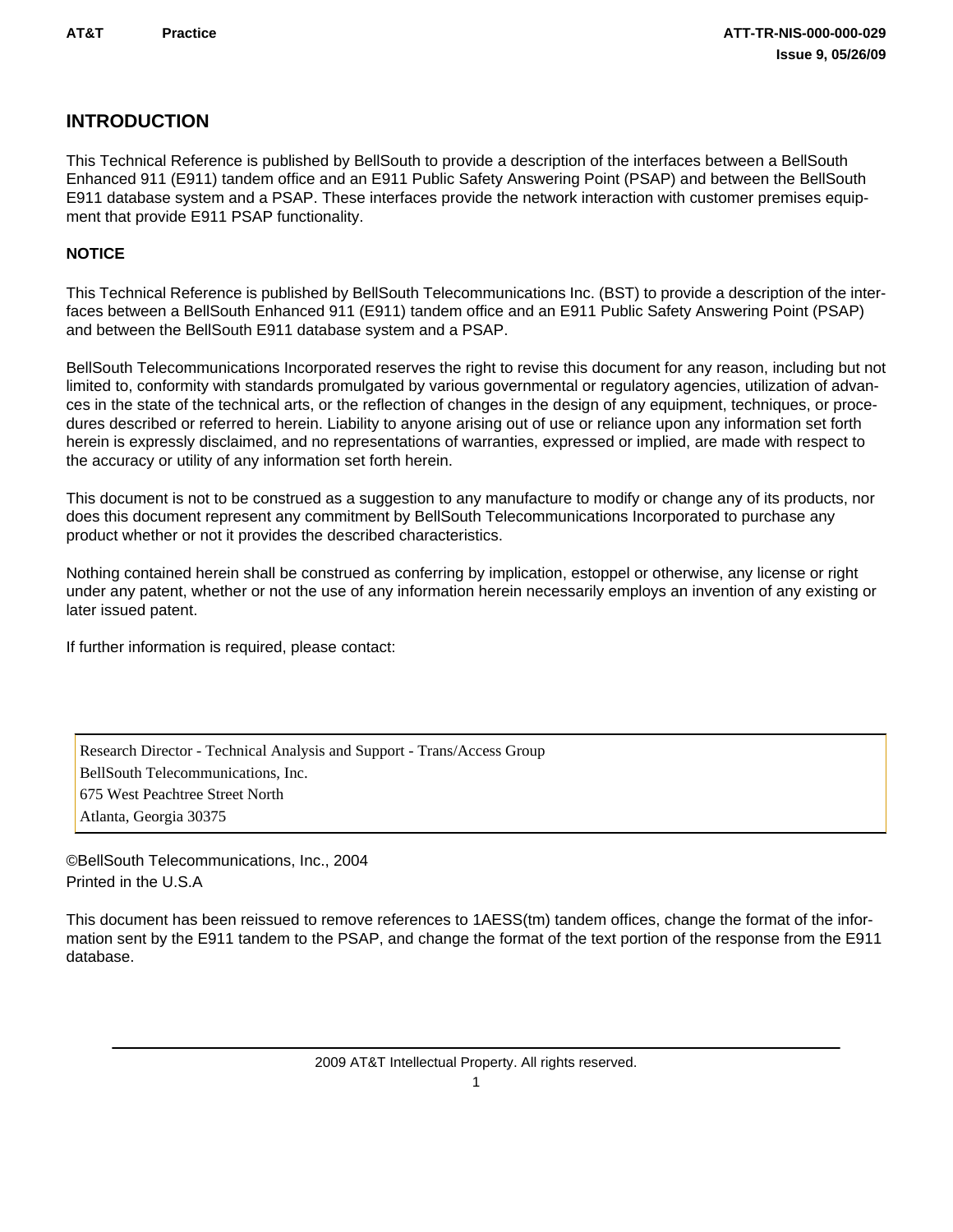## INTRODUCTION

This Technical Reference is published by BellSouth to provide a description of the interfaces between a BellSouth Enhanced 911 (E911) tandem office and an E911 Public Safety Answering Point (PSAP) and between the BellSouth E911 database system and a PSAP. These interfaces provide the network interaction with customer premises equipment that provide E911 PSAP functionality.

### NOTICE

This Technical Reference is published by BellSouth Telecommunications Inc. (BST) to provide a description of the interfaces between a BellSouth Enhanced 911 (E911) tandem office and an E911 Public Safety Answering Point (PSAP) and between the BellSouth E911 database system and a PSAP.

BellSouth Telecommunications Incorporated reserves the right to revise this document for any reason, including but not limited to, conformity with standards promulgated by various governmental or regulatory agencies, utilization of advances in the state of the technical arts, or the reflection of changes in the design of any equipment, techniques, or procedures described or referred to herein. Liability to anyone arising out of use or reliance upon any information set forth herein is expressly disclaimed, and no representations of warranties, expressed or implied, are made with respect to the accuracy or utility of any information set forth herein.

This document is not to be construed as a suggestion to any manufacture to modify or change any of its products, nor does this document represent any commitment by BellSouth Telecommunications Incorporated to purchase any product whether or not it provides the described characteristics.

Nothing contained herein shall be construed as conferring by implication, estoppel or otherwise, any license or right under any patent, whether or not the use of any information herein necessarily employs an invention of any existing or later issued patent.

If further information is required, please contact:

Research Director - Technical Analysis and Support - Trans/Access Group
BellSouth Telecommunications, Inc.
675 West Peachtree Street North
Atlanta, Georgia 30375

©BellSouth Telecommunications, Inc., 2004
Printed in the U.S.A

This document has been reissued to remove references to 1AESS(tm) tandem offices, change the format of the information sent by the E911 tandem to the PSAP, and change the format of the text portion of the response from the E911 database.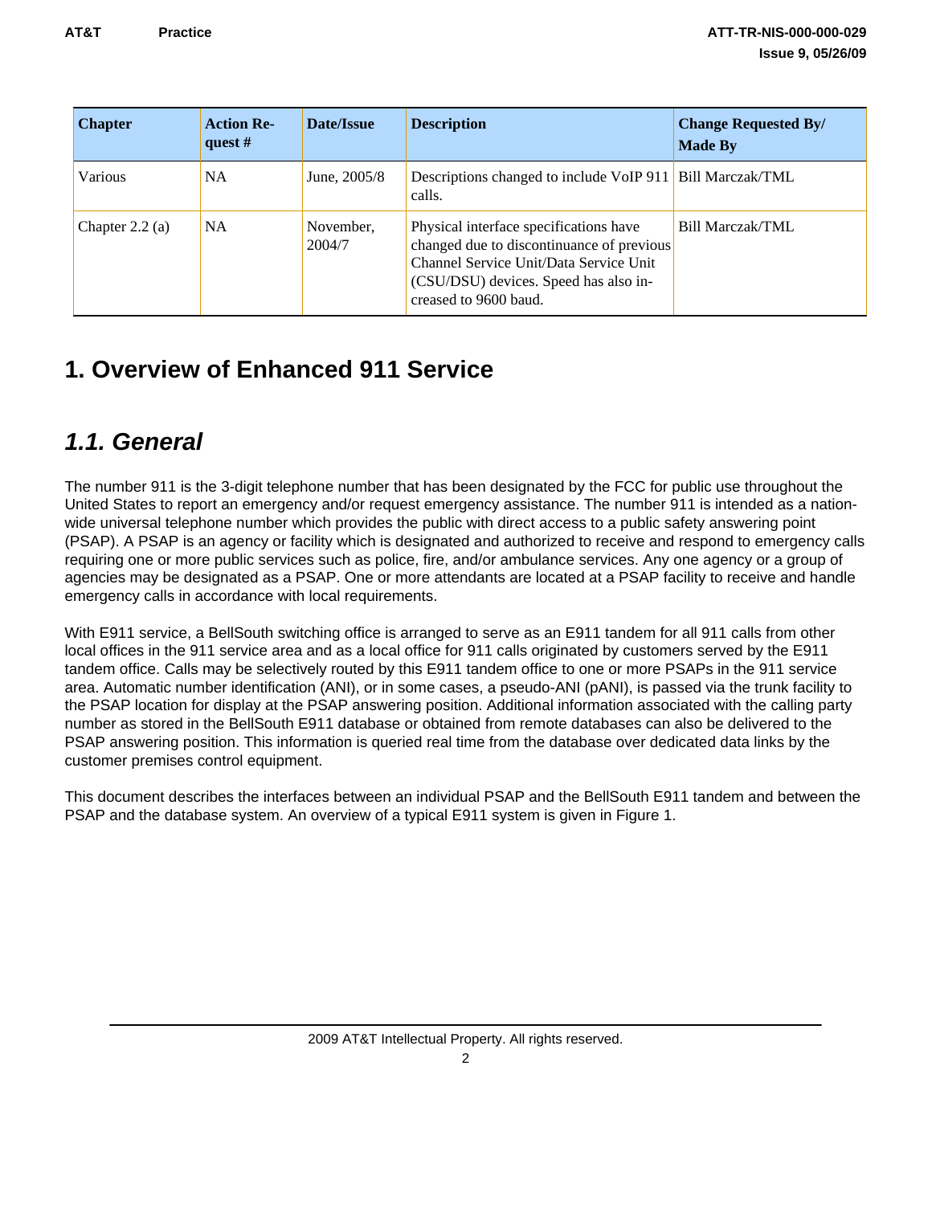| Chapter | Action Request # | Date/Issue | Description | Change Requested By/ Made By |
|---|---|---|---|---|
| Various | NA | June, 2005/8 | Descriptions changed to include VoIP 911 calls. | Bill Marczak/TML |
| Chapter 2.2 (a) | NA | November, 2004/7 | Physical interface specifications have changed due to discontinuance of previous Channel Service Unit/Data Service Unit (CSU/DSU) devices. Speed has also increased to 9600 baud. | Bill Marczak/TML |

# 1. Overview of Enhanced 911 Service

## *1.1. General*

The number 911 is the 3-digit telephone number that has been designated by the FCC for public use throughout the United States to report an emergency and/or request emergency assistance. The number 911 is intended as a nation-wide universal telephone number which provides the public with direct access to a public safety answering point (PSAP). A PSAP is an agency or facility which is designated and authorized to receive and respond to emergency calls requiring one or more public services such as police, fire, and/or ambulance services. Any one agency or a group of agencies may be designated as a PSAP. One or more attendants are located at a PSAP facility to receive and handle emergency calls in accordance with local requirements.

With E911 service, a BellSouth switching office is arranged to serve as an E911 tandem for all 911 calls from other local offices in the 911 service area and as a local office for 911 calls originated by customers served by the E911 tandem office. Calls may be selectively routed by this E911 tandem office to one or more PSAPs in the 911 service area. Automatic number identification (ANI), or in some cases, a pseudo-ANI (pANI), is passed via the trunk facility to the PSAP location for display at the PSAP answering position. Additional information associated with the calling party number as stored in the BellSouth E911 database or obtained from remote databases can also be delivered to the PSAP answering position. This information is queried real time from the database over dedicated data links by the customer premises control equipment.

This document describes the interfaces between an individual PSAP and the BellSouth E911 tandem and between the PSAP and the database system. An overview of a typical E911 system is given in Figure 1.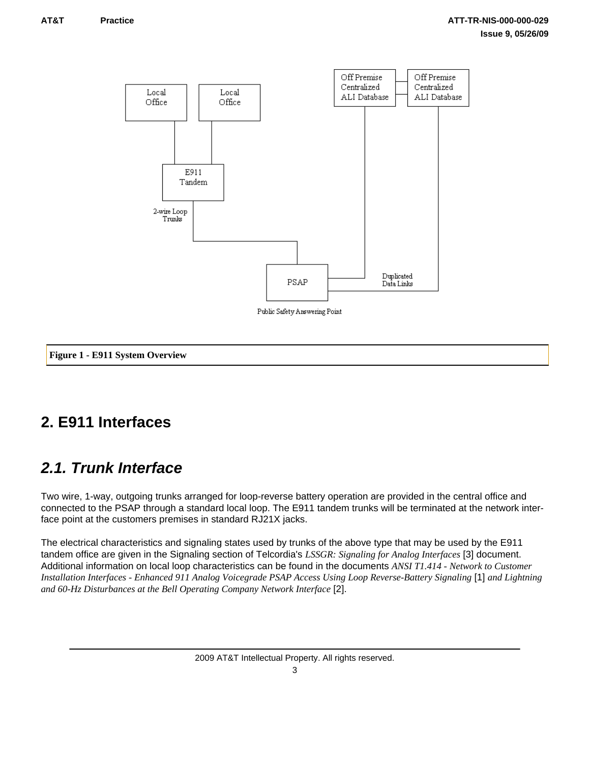Figure 1 - E911 System Overview

# 2. E911 Interfaces

## 2.1. Trunk Interface

Two wire, 1-way, outgoing trunks arranged for loop-reverse battery operation are provided in the central office and connected to the PSAP through a standard local loop. The E911 tandem trunks will be terminated at the network interface point at the customers premises in standard RJ21X jacks.

The electrical characteristics and signaling states used by trunks of the above type that may be used by the E911 tandem office are given in the Signaling section of Telcordia's *LSSGR: Signaling for Analog Interfaces* [3] document. Additional information on local loop characteristics can be found in the documents *ANSI T1.414 - Network to Customer Installation Interfaces - Enhanced 911 Analog Voicegrade PSAP Access Using Loop Reverse-Battery Signaling* [1] *and Lightning and 60-Hz Disturbances at the Bell Operating Company Network Interface* [2].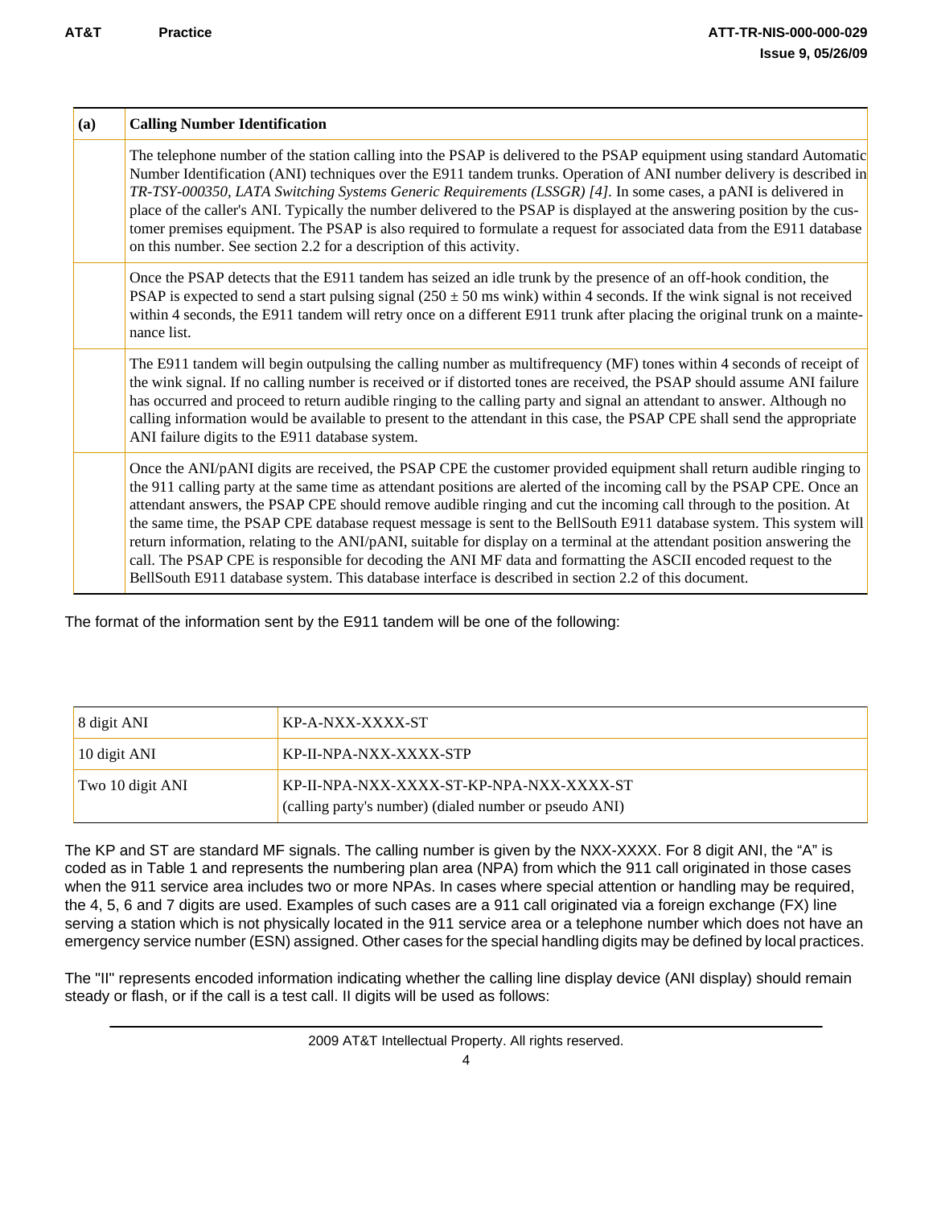| (a) | Calling Number Identification |
|---|---|
| | The telephone number of the station calling into the PSAP is delivered to the PSAP equipment using standard Automatic Number Identification (ANI) techniques over the E911 tandem trunks. Operation of ANI number delivery is described in *TR-TSY-000350, LATA Switching Systems Generic Requirements (LSSGR) [4].* In some cases, a pANI is delivered in place of the caller's ANI. Typically the number delivered to the PSAP is displayed at the answering position by the customer premises equipment. The PSAP is also required to formulate a request for associated data from the E911 database on this number. See section 2.2 for a description of this activity. |
| | Once the PSAP detects that the E911 tandem has seized an idle trunk by the presence of an off-hook condition, the PSAP is expected to send a start pulsing signal (250 ± 50 ms wink) within 4 seconds. If the wink signal is not received within 4 seconds, the E911 tandem will retry once on a different E911 trunk after placing the original trunk on a maintenance list. |
| | The E911 tandem will begin outpulsing the calling number as multifrequency (MF) tones within 4 seconds of receipt of the wink signal. If no calling number is received or if distorted tones are received, the PSAP should assume ANI failure has occurred and proceed to return audible ringing to the calling party and signal an attendant to answer. Although no calling information would be available to present to the attendant in this case, the PSAP CPE shall send the appropriate ANI failure digits to the E911 database system. |
| | Once the ANI/pANI digits are received, the PSAP CPE the customer provided equipment shall return audible ringing to the 911 calling party at the same time as attendant positions are alerted of the incoming call by the PSAP CPE. Once an attendant answers, the PSAP CPE should remove audible ringing and cut the incoming call through to the position. At the same time, the PSAP CPE database request message is sent to the BellSouth E911 database system. This system will return information, relating to the ANI/pANI, suitable for display on a terminal at the attendant position answering the call. The PSAP CPE is responsible for decoding the ANI MF data and formatting the ASCII encoded request to the BellSouth E911 database system. This database interface is described in section 2.2 of this document. |

The format of the information sent by the E911 tandem will be one of the following:

| | |
|---|---|
| 8 digit ANI | KP-A-NXX-XXXX-ST |
| 10 digit ANI | KP-II-NPA-NXX-XXXX-STP |
| Two 10 digit ANI | KP-II-NPA-NXX-XXXX-ST-KP-NPA-NXX-XXXX-ST<br>(calling party's number) (dialed number or pseudo ANI) |

The KP and ST are standard MF signals. The calling number is given by the NXX-XXXX. For 8 digit ANI, the "A" is coded as in Table 1 and represents the numbering plan area (NPA) from which the 911 call originated in those cases when the 911 service area includes two or more NPAs. In cases where special attention or handling may be required, the 4, 5, 6 and 7 digits are used. Examples of such cases are a 911 call originated via a foreign exchange (FX) line serving a station which is not physically located in the 911 service area or a telephone number which does not have an emergency service number (ESN) assigned. Other cases for the special handling digits may be defined by local practices.

The "II" represents encoded information indicating whether the calling line display device (ANI display) should remain steady or flash, or if the call is a test call. II digits will be used as follows: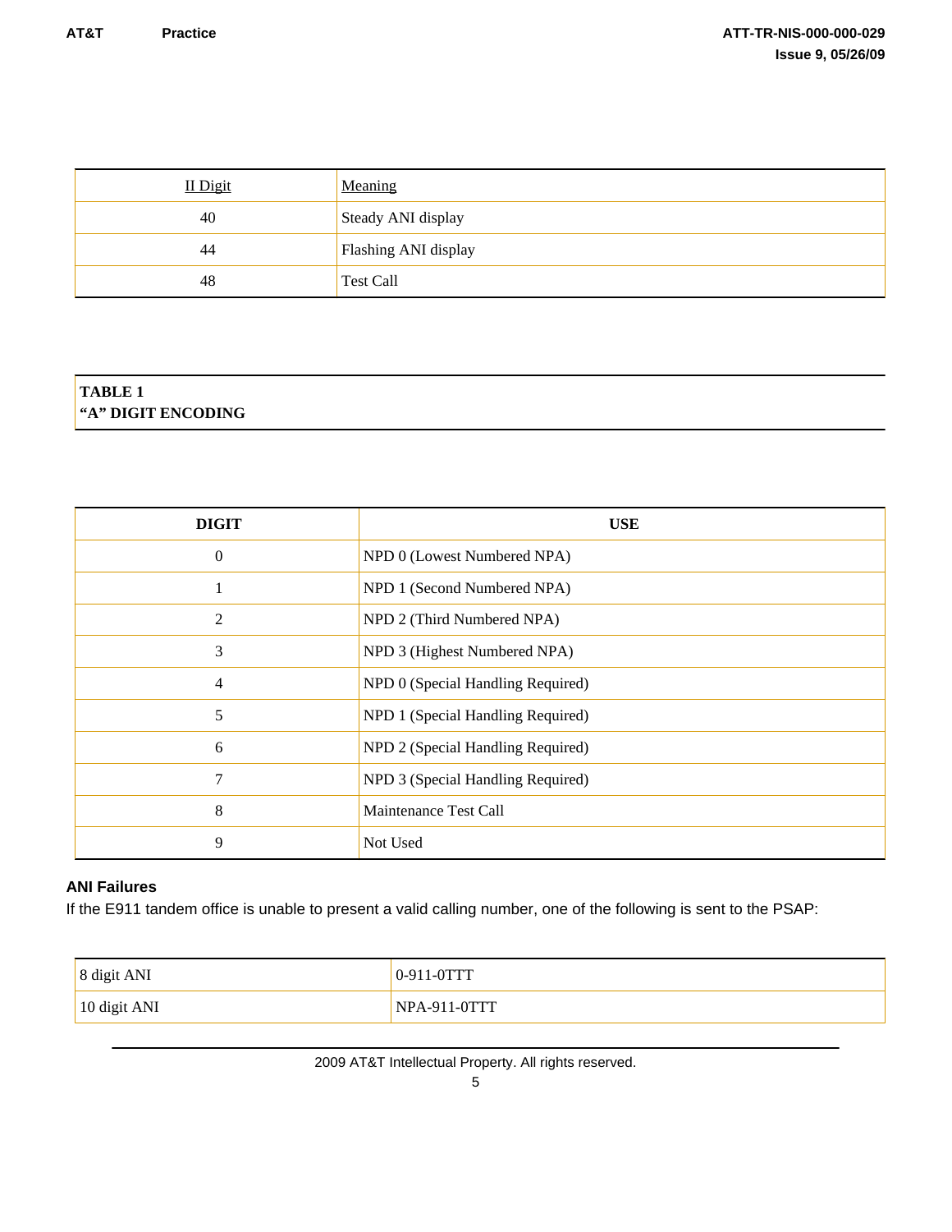| II Digit | Meaning |
|---|---|
| 40 | Steady ANI display |
| 44 | Flashing ANI display |
| 48 | Test Call |

**TABLE 1**
**"A" DIGIT ENCODING**

| DIGIT | USE |
|---|---|
| 0 | NPD 0 (Lowest Numbered NPA) |
| 1 | NPD 1 (Second Numbered NPA) |
| 2 | NPD 2 (Third Numbered NPA) |
| 3 | NPD 3 (Highest Numbered NPA) |
| 4 | NPD 0 (Special Handling Required) |
| 5 | NPD 1 (Special Handling Required) |
| 6 | NPD 2 (Special Handling Required) |
| 7 | NPD 3 (Special Handling Required) |
| 8 | Maintenance Test Call |
| 9 | Not Used |

### ANI Failures

If the E911 tandem office is unable to present a valid calling number, one of the following is sent to the PSAP:

| | |
|---|---|
| 8 digit ANI | 0-911-0TTT |
| 10 digit ANI | NPA-911-0TTT |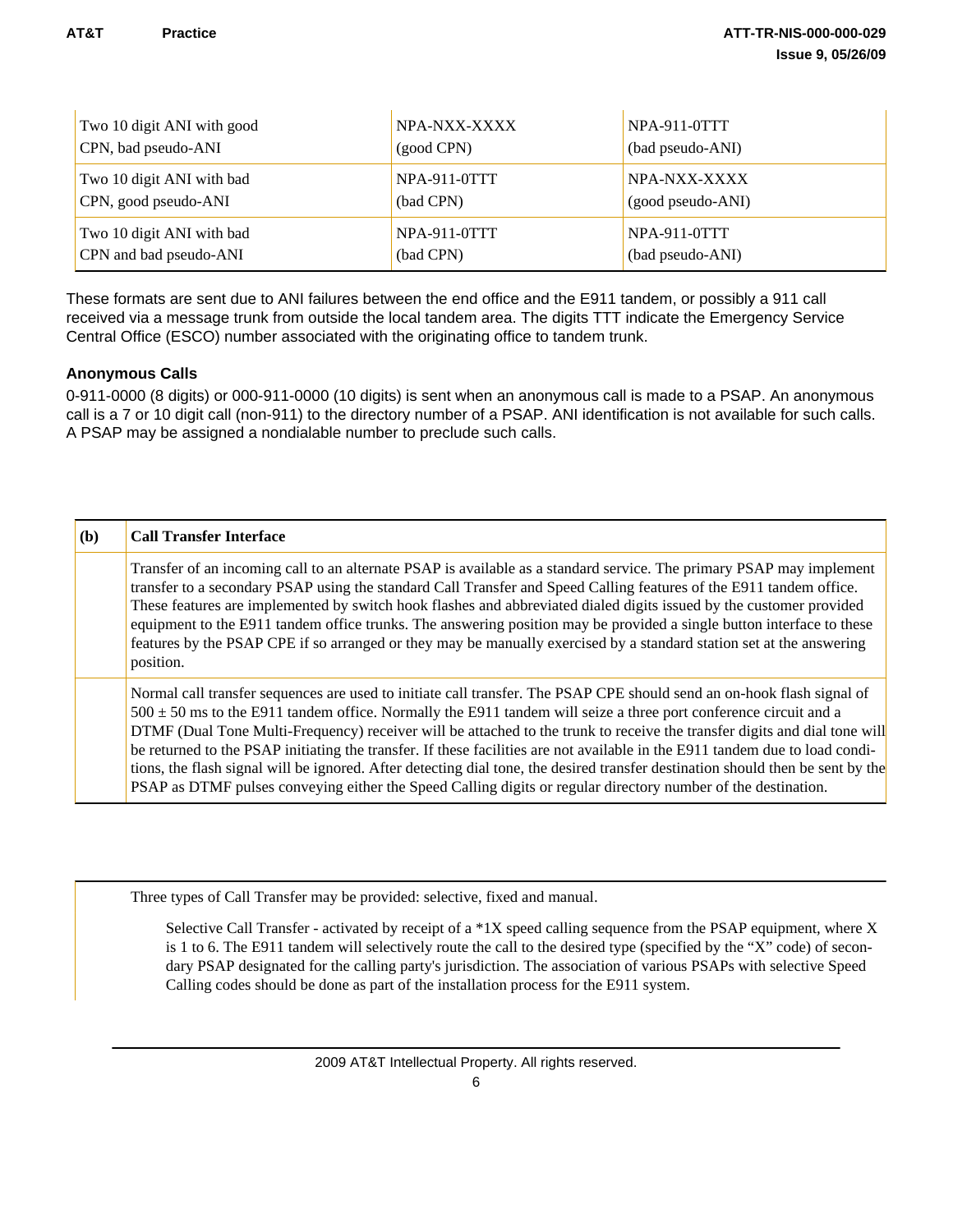| | | |
|---|---|---|
| Two 10 digit ANI with good CPN, bad pseudo-ANI | NPA-NXX-XXXX (good CPN) | NPA-911-0TTT (bad pseudo-ANI) |
| Two 10 digit ANI with bad CPN, good pseudo-ANI | NPA-911-0TTT (bad CPN) | NPA-NXX-XXXX (good pseudo-ANI) |
| Two 10 digit ANI with bad CPN and bad pseudo-ANI | NPA-911-0TTT (bad CPN) | NPA-911-0TTT (bad pseudo-ANI) |

These formats are sent due to ANI failures between the end office and the E911 tandem, or possibly a 911 call received via a message trunk from outside the local tandem area. The digits TTT indicate the Emergency Service Central Office (ESCO) number associated with the originating office to tandem trunk.

### Anonymous Calls

0-911-0000 (8 digits) or 000-911-0000 (10 digits) is sent when an anonymous call is made to a PSAP. An anonymous call is a 7 or 10 digit call (non-911) to the directory number of a PSAP. ANI identification is not available for such calls. A PSAP may be assigned a nondialable number to preclude such calls.

| (b) | Call Transfer Interface |
|---|---|
| | Transfer of an incoming call to an alternate PSAP is available as a standard service. The primary PSAP may implement transfer to a secondary PSAP using the standard Call Transfer and Speed Calling features of the E911 tandem office. These features are implemented by switch hook flashes and abbreviated dialed digits issued by the customer provided equipment to the E911 tandem office trunks. The answering position may be provided a single button interface to these features by the PSAP CPE if so arranged or they may be manually exercised by a standard station set at the answering position. |
| | Normal call transfer sequences are used to initiate call transfer. The PSAP CPE should send an on-hook flash signal of 500 ± 50 ms to the E911 tandem office. Normally the E911 tandem will seize a three port conference circuit and a DTMF (Dual Tone Multi-Frequency) receiver will be attached to the trunk to receive the transfer digits and dial tone will be returned to the PSAP initiating the transfer. If these facilities are not available in the E911 tandem due to load conditions, the flash signal will be ignored. After detecting dial tone, the desired transfer destination should then be sent by the PSAP as DTMF pulses conveying either the Speed Calling digits or regular directory number of the destination. |

Three types of Call Transfer may be provided: selective, fixed and manual.

Selective Call Transfer - activated by receipt of a *1X speed calling sequence from the PSAP equipment, where X is 1 to 6. The E911 tandem will selectively route the call to the desired type (specified by the "X" code) of secondary PSAP designated for the calling party's jurisdiction. The association of various PSAPs with selective Speed Calling codes should be done as part of the installation process for the E911 system.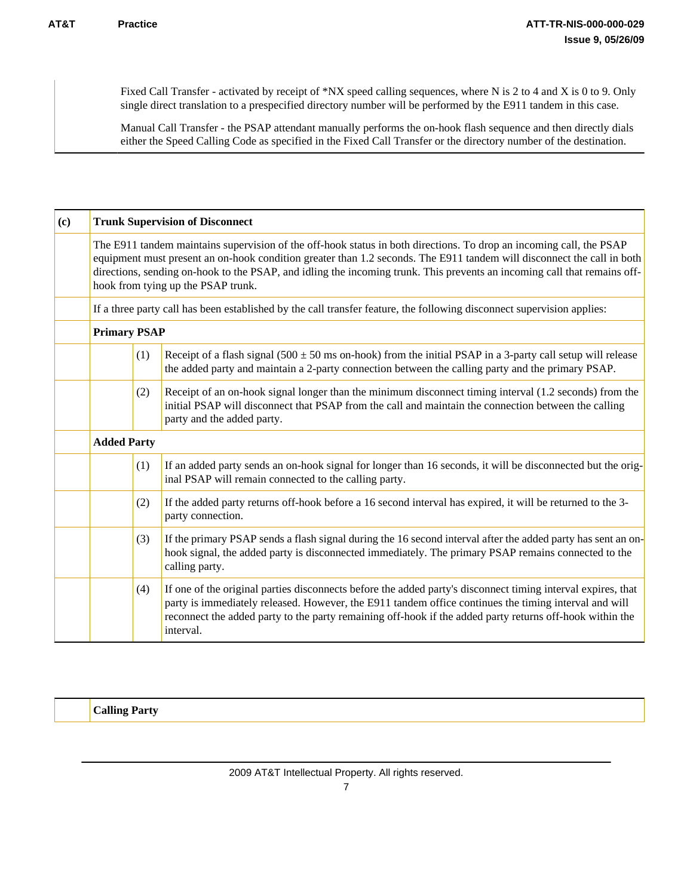Fixed Call Transfer - activated by receipt of *NX speed calling sequences, where N is 2 to 4 and X is 0 to 9. Only single direct translation to a prespecified directory number will be performed by the E911 tandem in this case.

Manual Call Transfer - the PSAP attendant manually performs the on-hook flash sequence and then directly dials either the Speed Calling Code as specified in the Fixed Call Transfer or the directory number of the destination.

| (c) | **Trunk Supervision of Disconnect** | |
|---|---|---|
| | The E911 tandem maintains supervision of the off-hook status in both directions. To drop an incoming call, the PSAP equipment must present an on-hook condition greater than 1.2 seconds. The E911 tandem will disconnect the call in both directions, sending on-hook to the PSAP, and idling the incoming trunk. This prevents an incoming call that remains off-hook from tying up the PSAP trunk. | |
| | If a three party call has been established by the call transfer feature, the following disconnect supervision applies: | |
| | **Primary PSAP** | |
| | (1) | Receipt of a flash signal (500 ± 50 ms on-hook) from the initial PSAP in a 3-party call setup will release the added party and maintain a 2-party connection between the calling party and the primary PSAP. |
| | (2) | Receipt of an on-hook signal longer than the minimum disconnect timing interval (1.2 seconds) from the initial PSAP will disconnect that PSAP from the call and maintain the connection between the calling party and the added party. |
| | **Added Party** | |
| | (1) | If an added party sends an on-hook signal for longer than 16 seconds, it will be disconnected but the original PSAP will remain connected to the calling party. |
| | (2) | If the added party returns off-hook before a 16 second interval has expired, it will be returned to the 3-party connection. |
| | (3) | If the primary PSAP sends a flash signal during the 16 second interval after the added party has sent an on-hook signal, the added party is disconnected immediately. The primary PSAP remains connected to the calling party. |
| | (4) | If one of the original parties disconnects before the added party's disconnect timing interval expires, that party is immediately released. However, the E911 tandem office continues the timing interval and will reconnect the added party to the party remaining off-hook if the added party returns off-hook within the interval. |

| | **Calling Party** |
|---|---|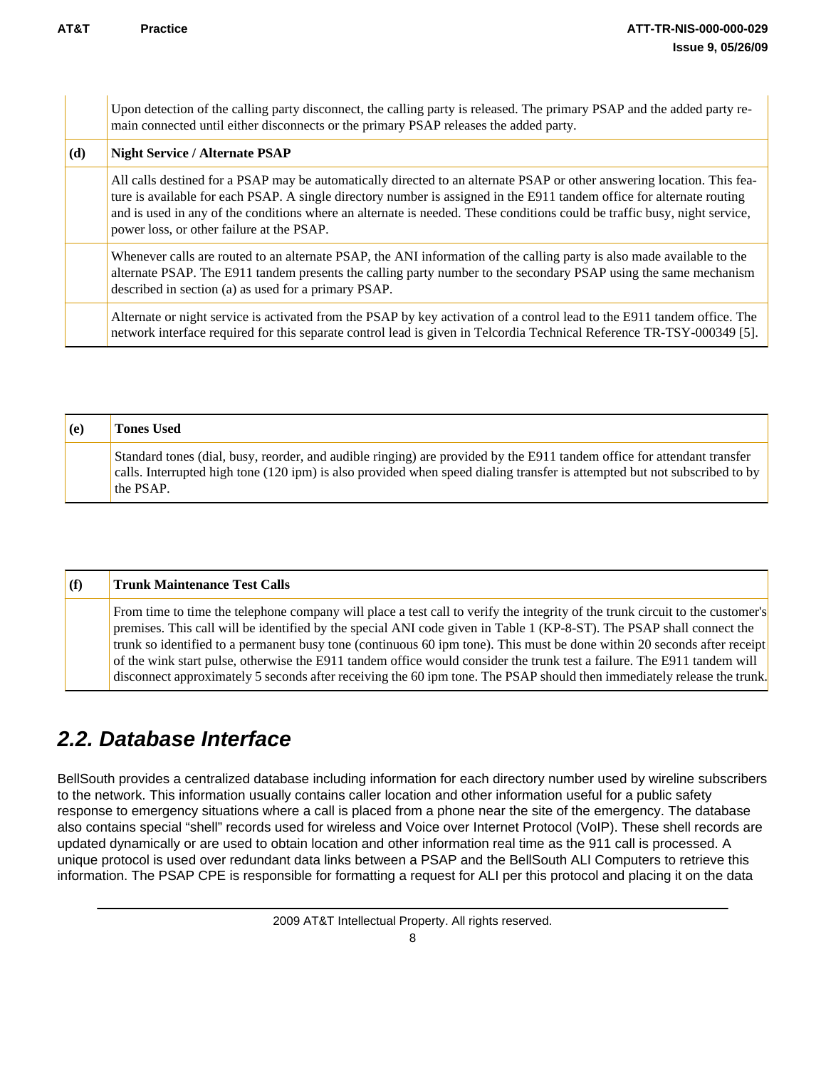| | |
|---|---|
| | Upon detection of the calling party disconnect, the calling party is released. The primary PSAP and the added party remain connected until either disconnects or the primary PSAP releases the added party. |
| **(d)** | **Night Service / Alternate PSAP** |
| | All calls destined for a PSAP may be automatically directed to an alternate PSAP or other answering location. This feature is available for each PSAP. A single directory number is assigned in the E911 tandem office for alternate routing and is used in any of the conditions where an alternate is needed. These conditions could be traffic busy, night service, power loss, or other failure at the PSAP. |
| | Whenever calls are routed to an alternate PSAP, the ANI information of the calling party is also made available to the alternate PSAP. The E911 tandem presents the calling party number to the secondary PSAP using the same mechanism described in section (a) as used for a primary PSAP. |
| | Alternate or night service is activated from the PSAP by key activation of a control lead to the E911 tandem office. The network interface required for this separate control lead is given in Telcordia Technical Reference TR-TSY-000349 [5]. |

| | |
|---|---|
| **(e)** | **Tones Used** |
| | Standard tones (dial, busy, reorder, and audible ringing) are provided by the E911 tandem office for attendant transfer calls. Interrupted high tone (120 ipm) is also provided when speed dialing transfer is attempted but not subscribed to by the PSAP. |

| | |
|---|---|
| **(f)** | **Trunk Maintenance Test Calls** |
| | From time to time the telephone company will place a test call to verify the integrity of the trunk circuit to the customer's premises. This call will be identified by the special ANI code given in Table 1 (KP-8-ST). The PSAP shall connect the trunk so identified to a permanent busy tone (continuous 60 ipm tone). This must be done within 20 seconds after receipt of the wink start pulse, otherwise the E911 tandem office would consider the trunk test a failure. The E911 tandem will disconnect approximately 5 seconds after receiving the 60 ipm tone. The PSAP should then immediately release the trunk. |

## *2.2. Database Interface*

BellSouth provides a centralized database including information for each directory number used by wireline subscribers to the network. This information usually contains caller location and other information useful for a public safety response to emergency situations where a call is placed from a phone near the site of the emergency. The database also contains special “shell” records used for wireless and Voice over Internet Protocol (VoIP). These shell records are updated dynamically or are used to obtain location and other information real time as the 911 call is processed. A unique protocol is used over redundant data links between a PSAP and the BellSouth ALI Computers to retrieve this information. The PSAP CPE is responsible for formatting a request for ALI per this protocol and placing it on the data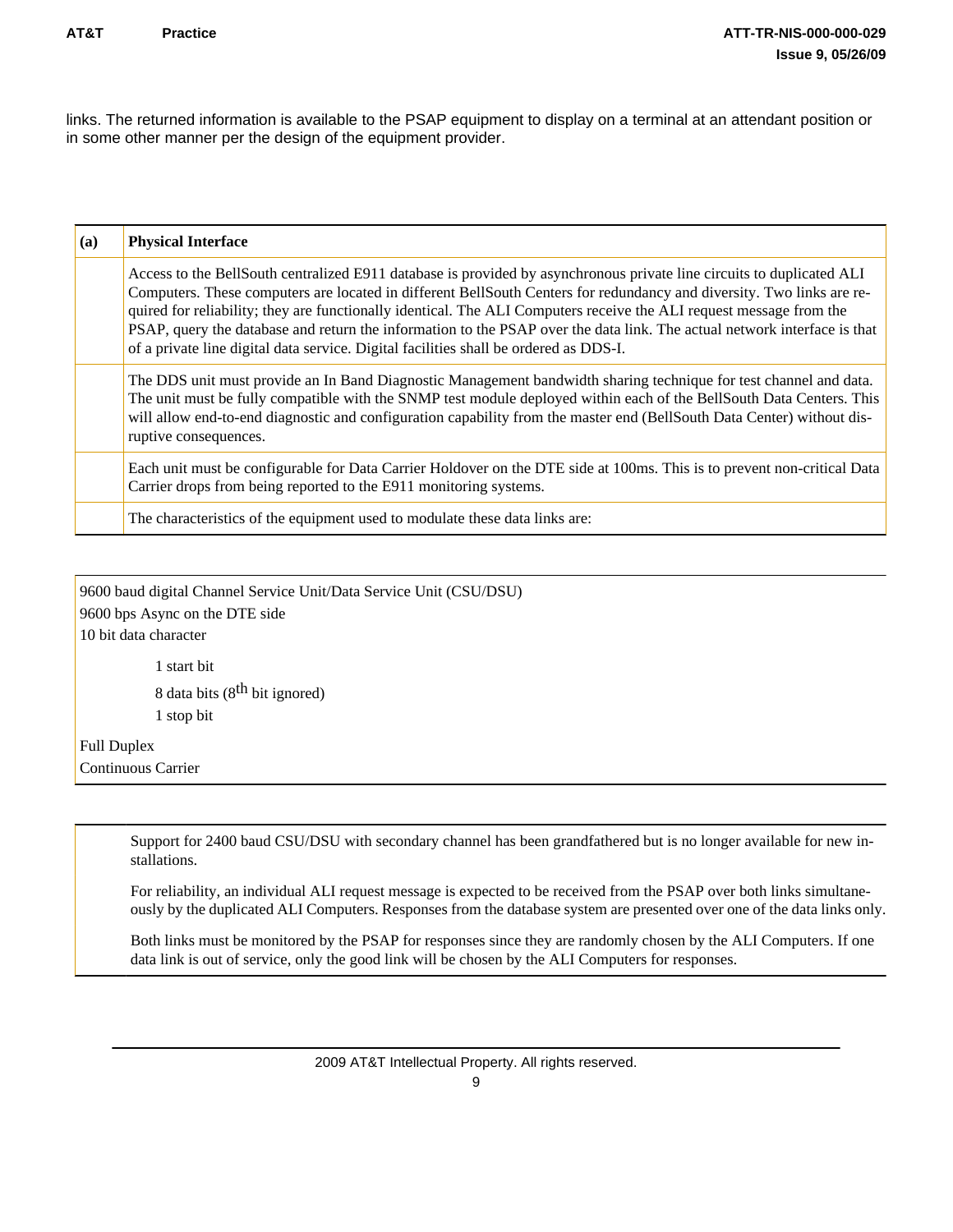links. The returned information is available to the PSAP equipment to display on a terminal at an attendant position or in some other manner per the design of the equipment provider.

| (a) | Physical Interface |
|---|---|
| | Access to the BellSouth centralized E911 database is provided by asynchronous private line circuits to duplicated ALI Computers. These computers are located in different BellSouth Centers for redundancy and diversity. Two links are required for reliability; they are functionally identical. The ALI Computers receive the ALI request message from the PSAP, query the database and return the information to the PSAP over the data link. The actual network interface is that of a private line digital data service. Digital facilities shall be ordered as DDS-I. |
| | The DDS unit must provide an In Band Diagnostic Management bandwidth sharing technique for test channel and data. The unit must be fully compatible with the SNMP test module deployed within each of the BellSouth Data Centers. This will allow end-to-end diagnostic and configuration capability from the master end (BellSouth Data Center) without disruptive consequences. |
| | Each unit must be configurable for Data Carrier Holdover on the DTE side at 100ms. This is to prevent non-critical Data Carrier drops from being reported to the E911 monitoring systems. |
| | The characteristics of the equipment used to modulate these data links are: |

9600 baud digital Channel Service Unit/Data Service Unit (CSU/DSU)
9600 bps Async on the DTE side
10 bit data character

- 1 start bit
- 8 data bits (8th bit ignored)
- 1 stop bit

Full Duplex
Continuous Carrier

Support for 2400 baud CSU/DSU with secondary channel has been grandfathered but is no longer available for new installations.

For reliability, an individual ALI request message is expected to be received from the PSAP over both links simultaneously by the duplicated ALI Computers. Responses from the database system are presented over one of the data links only.

Both links must be monitored by the PSAP for responses since they are randomly chosen by the ALI Computers. If one data link is out of service, only the good link will be chosen by the ALI Computers for responses.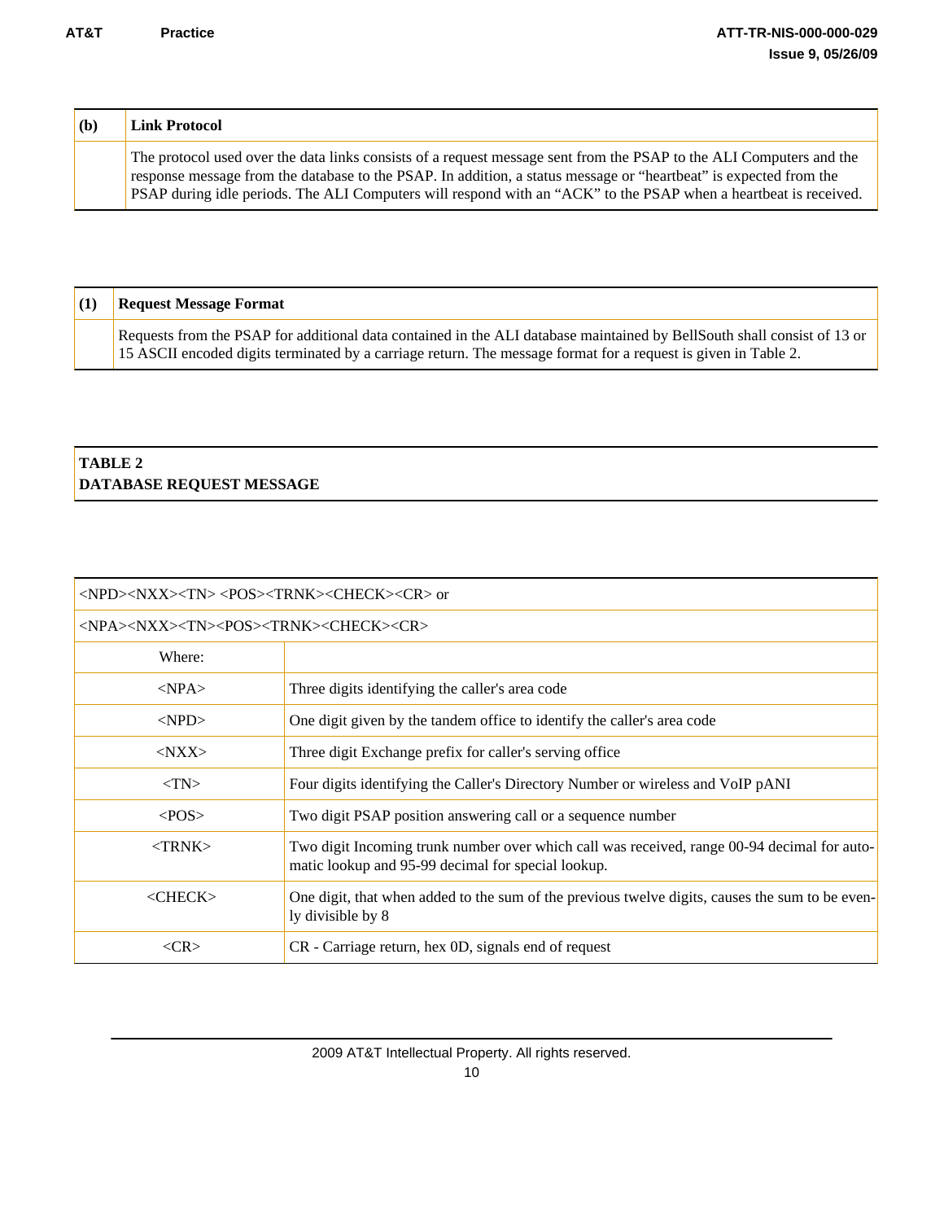| (b) | Link Protocol |
| --- | --- |
| | The protocol used over the data links consists of a request message sent from the PSAP to the ALI Computers and the response message from the database to the PSAP. In addition, a status message or "heartbeat" is expected from the PSAP during idle periods. The ALI Computers will respond with an "ACK" to the PSAP when a heartbeat is received. |

| (1) | Request Message Format |
| --- | --- |
| | Requests from the PSAP for additional data contained in the ALI database maintained by BellSouth shall consist of 13 or 15 ASCII encoded digits terminated by a carriage return. The message format for a request is given in Table 2. |

**TABLE 2**
**DATABASE REQUEST MESSAGE**

| <NPD><NXX><TN> <POS><TRNK><CHECK><CR> or | |
| --- | --- |
| <NPA><NXX><TN><POS><TRNK><CHECK><CR> | |
| Where: | |
| <NPA> | Three digits identifying the caller's area code |
| <NPD> | One digit given by the tandem office to identify the caller's area code |
| <NXX> | Three digit Exchange prefix for caller's serving office |
| <TN> | Four digits identifying the Caller's Directory Number or wireless and VoIP pANI |
| <POS> | Two digit PSAP position answering call or a sequence number |
| <TRNK> | Two digit Incoming trunk number over which call was received, range 00-94 decimal for automatic lookup and 95-99 decimal for special lookup. |
| <CHECK> | One digit, that when added to the sum of the previous twelve digits, causes the sum to be evenly divisible by 8 |
| <CR> | CR - Carriage return, hex 0D, signals end of request |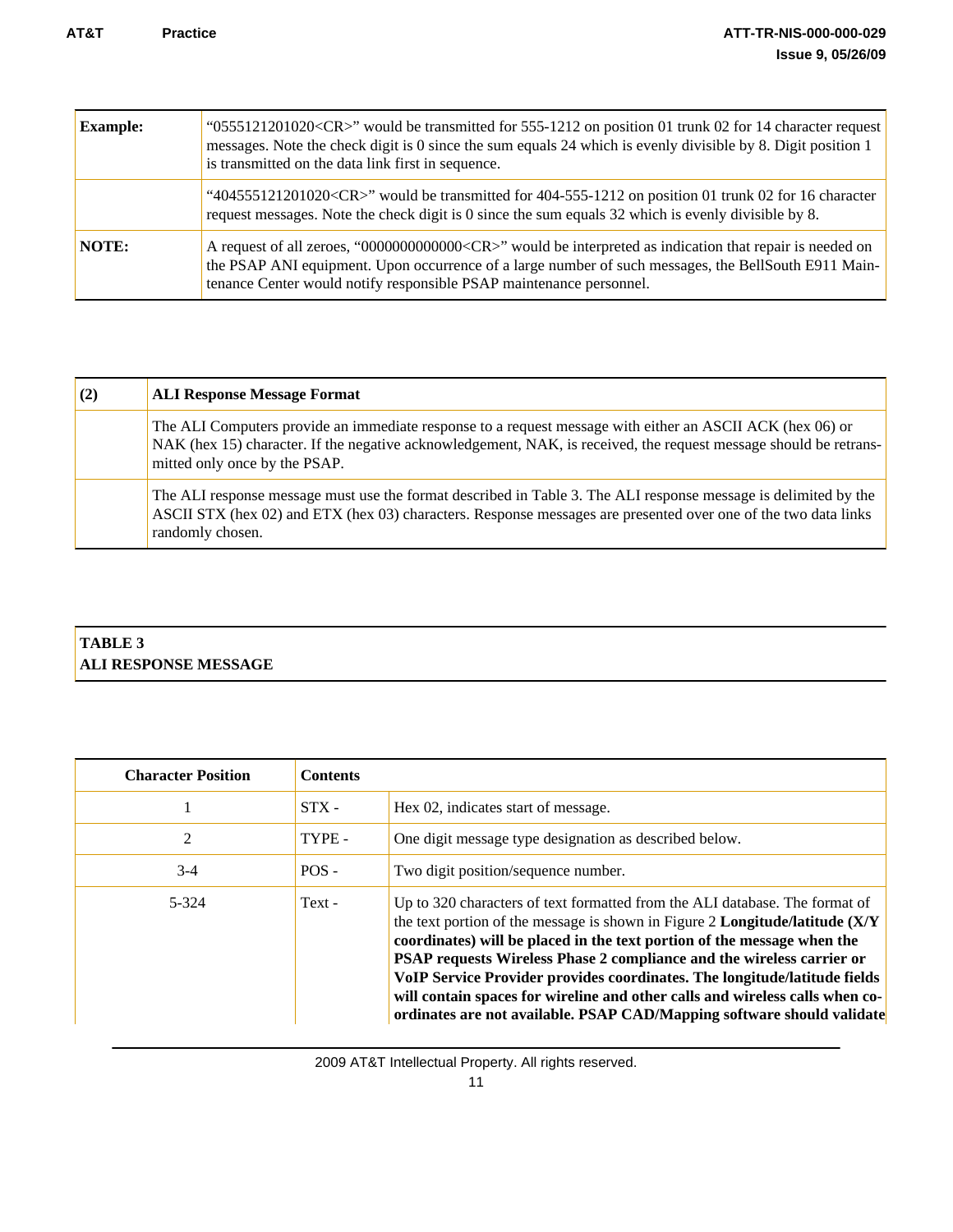| | |
|---|---|
| **Example:** | "0555121201020<CR>" would be transmitted for 555-1212 on position 01 trunk 02 for 14 character request messages. Note the check digit is 0 since the sum equals 24 which is evenly divisible by 8. Digit position 1 is transmitted on the data link first in sequence. |
| | "404555121201020<CR>" would be transmitted for 404-555-1212 on position 01 trunk 02 for 16 character request messages. Note the check digit is 0 since the sum equals 32 which is evenly divisible by 8. |
| **NOTE:** | A request of all zeroes, "0000000000000<CR>" would be interpreted as indication that repair is needed on the PSAP ANI equipment. Upon occurrence of a large number of such messages, the BellSouth E911 Maintenance Center would notify responsible PSAP maintenance personnel. |

| **(2)** | **ALI Response Message Format** |
|---|---|
| | The ALI Computers provide an immediate response to a request message with either an ASCII ACK (hex 06) or NAK (hex 15) character. If the negative acknowledgement, NAK, is received, the request message should be retransmitted only once by the PSAP. |
| | The ALI response message must use the format described in Table 3. The ALI response message is delimited by the ASCII STX (hex 02) and ETX (hex 03) characters. Response messages are presented over one of the two data links randomly chosen. |

**TABLE 3**
**ALI RESPONSE MESSAGE**

| Character Position | Contents | |
|---|---|---|
| 1 | STX - | Hex 02, indicates start of message. |
| 2 | TYPE - | One digit message type designation as described below. |
| 3-4 | POS - | Two digit position/sequence number. |
| 5-324 | Text - | Up to 320 characters of text formatted from the ALI database. The format of the text portion of the message is shown in Figure 2 **Longitude/latitude (X/Y coordinates) will be placed in the text portion of the message when the PSAP requests Wireless Phase 2 compliance and the wireless carrier or VoIP Service Provider provides coordinates. The longitude/latitude fields will contain spaces for wireline and other calls and wireless calls when coordinates are not available. PSAP CAD/Mapping software should validate** |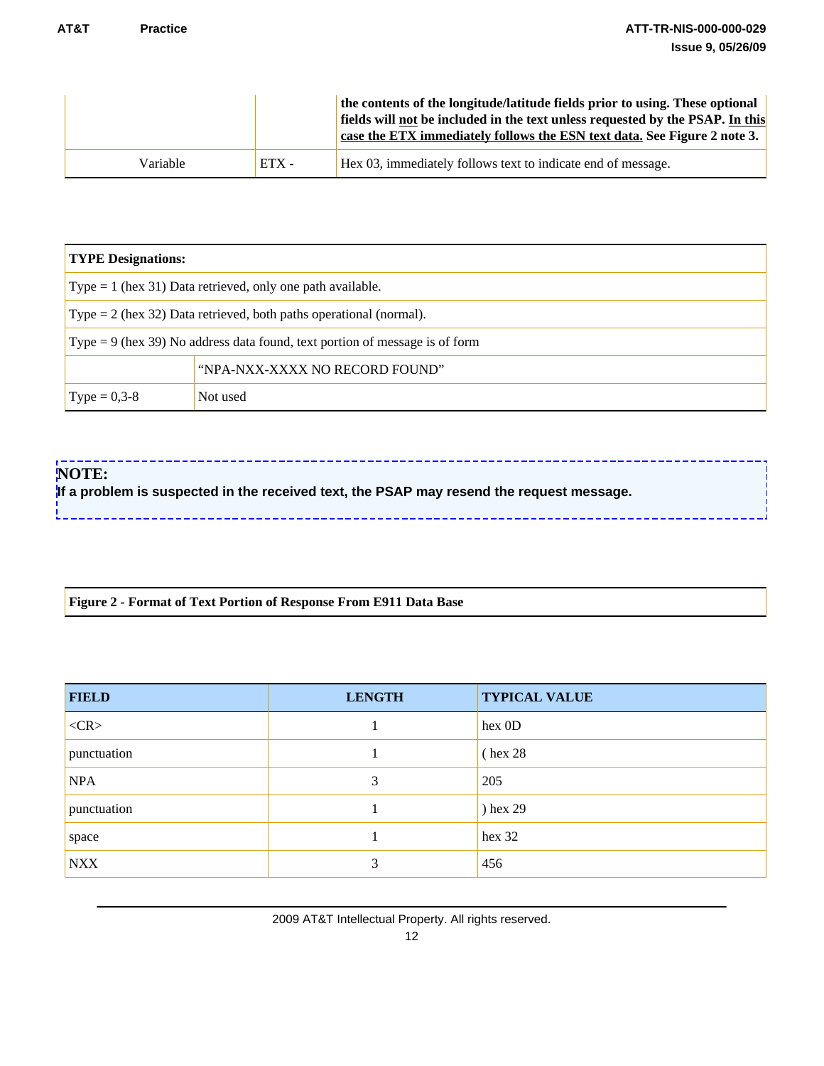| | | **the contents of the longitude/latitude fields prior to using. These optional fields will <u>not</u> be included in the text unless requested by the PSAP. <u>In this case the ETX immediately follows the ESN text data.</u> See Figure 2 note 3.** |
|---|---|---|
| Variable | ETX - | Hex 03, immediately follows text to indicate end of message. |

| **TYPE Designations:** | |
|---|---|
| Type = 1 (hex 31) Data retrieved, only one path available. | |
| Type = 2 (hex 32) Data retrieved, both paths operational (normal). | |
| Type = 9 (hex 39) No address data found, text portion of message is of form | |
| | "NPA-NXX-XXXX NO RECORD FOUND" |
| Type = 0,3-8 | Not used |

**NOTE:**
**If a problem is suspected in the received text, the PSAP may resend the request message.**

**Figure 2 - Format of Text Portion of Response From E911 Data Base**

| FIELD | LENGTH | TYPICAL VALUE |
|---|---|---|
| <CR> | 1 | hex 0D |
| punctuation | 1 | ( hex 28 |
| NPA | 3 | 205 |
| punctuation | 1 | ) hex 29 |
| space | 1 | hex 32 |
| NXX | 3 | 456 |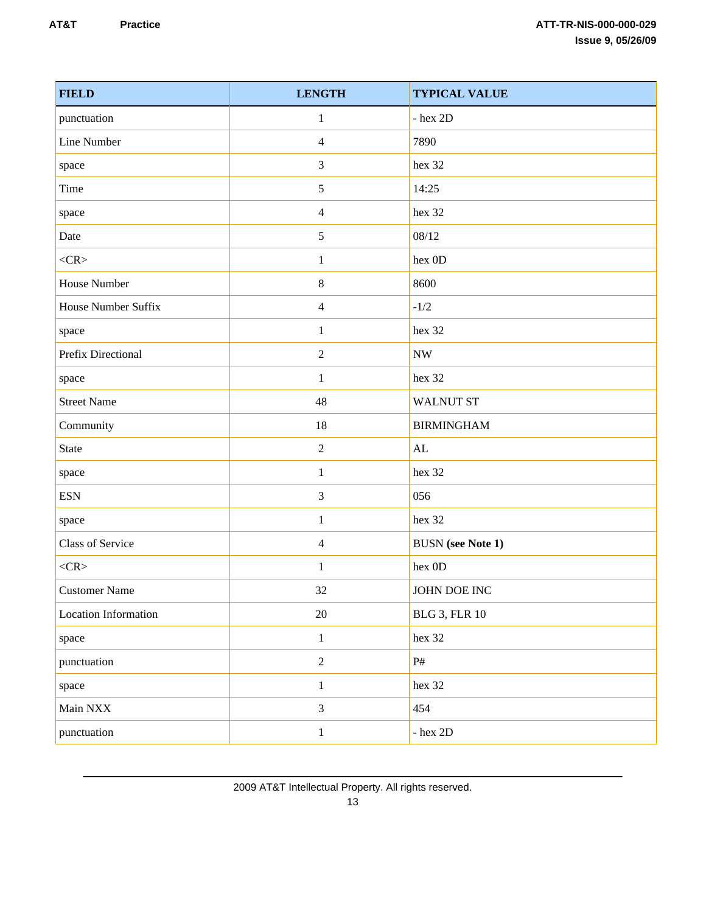| FIELD | LENGTH | TYPICAL VALUE |
|---|---|---|
| punctuation | 1 | - hex 2D |
| Line Number | 4 | 7890 |
| space | 3 | hex 32 |
| Time | 5 | 14:25 |
| space | 4 | hex 32 |
| Date | 5 | 08/12 |
| <CR> | 1 | hex 0D |
| House Number | 8 | 8600 |
| House Number Suffix | 4 | -1/2 |
| space | 1 | hex 32 |
| Prefix Directional | 2 | NW |
| space | 1 | hex 32 |
| Street Name | 48 | WALNUT ST |
| Community | 18 | BIRMINGHAM |
| State | 2 | AL |
| space | 1 | hex 32 |
| ESN | 3 | 056 |
| space | 1 | hex 32 |
| Class of Service | 4 | BUSN **(see Note 1)** |
| <CR> | 1 | hex 0D |
| Customer Name | 32 | JOHN DOE INC |
| Location Information | 20 | BLG 3, FLR 10 |
| space | 1 | hex 32 |
| punctuation | 2 | P# |
| space | 1 | hex 32 |
| Main NXX | 3 | 454 |
| punctuation | 1 | - hex 2D |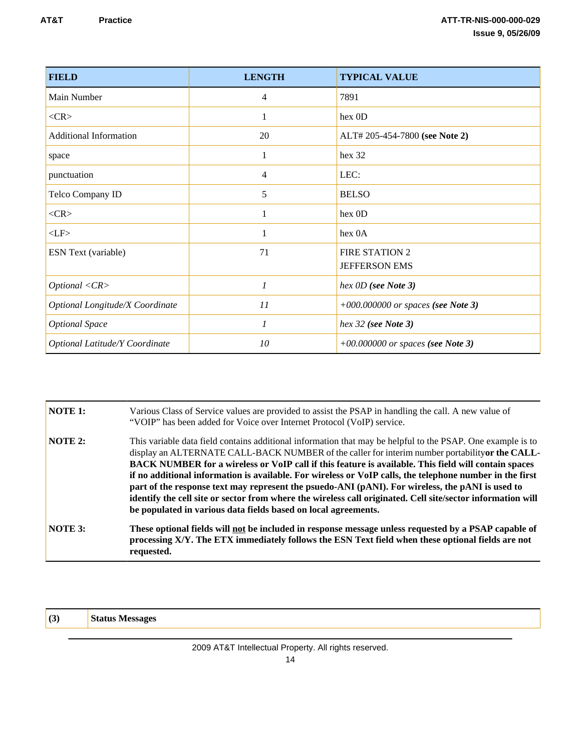| FIELD | LENGTH | TYPICAL VALUE |
| --- | --- | --- |
| Main Number | 4 | 7891 |
| <CR> | 1 | hex 0D |
| Additional Information | 20 | ALT# 205-454-7800 **(see Note 2)** |
| space | 1 | hex 32 |
| punctuation | 4 | LEC: |
| Telco Company ID | 5 | BELSO |
| <CR> | 1 | hex 0D |
| <LF> | 1 | hex 0A |
| ESN Text (variable) | 71 | FIRE STATION 2<br>JEFFERSON EMS |
| *Optional <CR>* | *1* | *hex 0D **(see Note 3)*** |
| *Optional Longitude/X Coordinate* | *11* | *+000.000000 or spaces **(see Note 3)*** |
| *Optional Space* | *1* | *hex 32 **(see Note 3)*** |
| *Optional Latitude/Y Coordinate* | *10* | *+00.000000 or spaces **(see Note 3)*** |

| | |
| --- | --- |
| **NOTE 1:** | Various Class of Service values are provided to assist the PSAP in handling the call. A new value of "VOIP" has been added for Voice over Internet Protocol (VoIP) service. |
| **NOTE 2:** | This variable data field contains additional information that may be helpful to the PSAP. One example is to display an ALTERNATE CALL-BACK NUMBER of the caller for interim number portability**or the CALL-BACK NUMBER for a wireless or VoIP call if this feature is available. This field will contain spaces if no additional information is available. For wireless or VoIP calls, the telephone number in the first part of the response text may represent the psuedo-ANI (pANI). For wireless, the pANI is used to identify the cell site or sector from where the wireless call originated. Cell site/sector information will be populated in various data fields based on local agreements.** |
| **NOTE 3:** | **These optional fields will <u>not</u> be included in response message unless requested by a PSAP capable of processing X/Y. The ETX immediately follows the ESN Text field when these optional fields are not requested.** |

| **(3)** | **Status Messages** |
| --- | --- |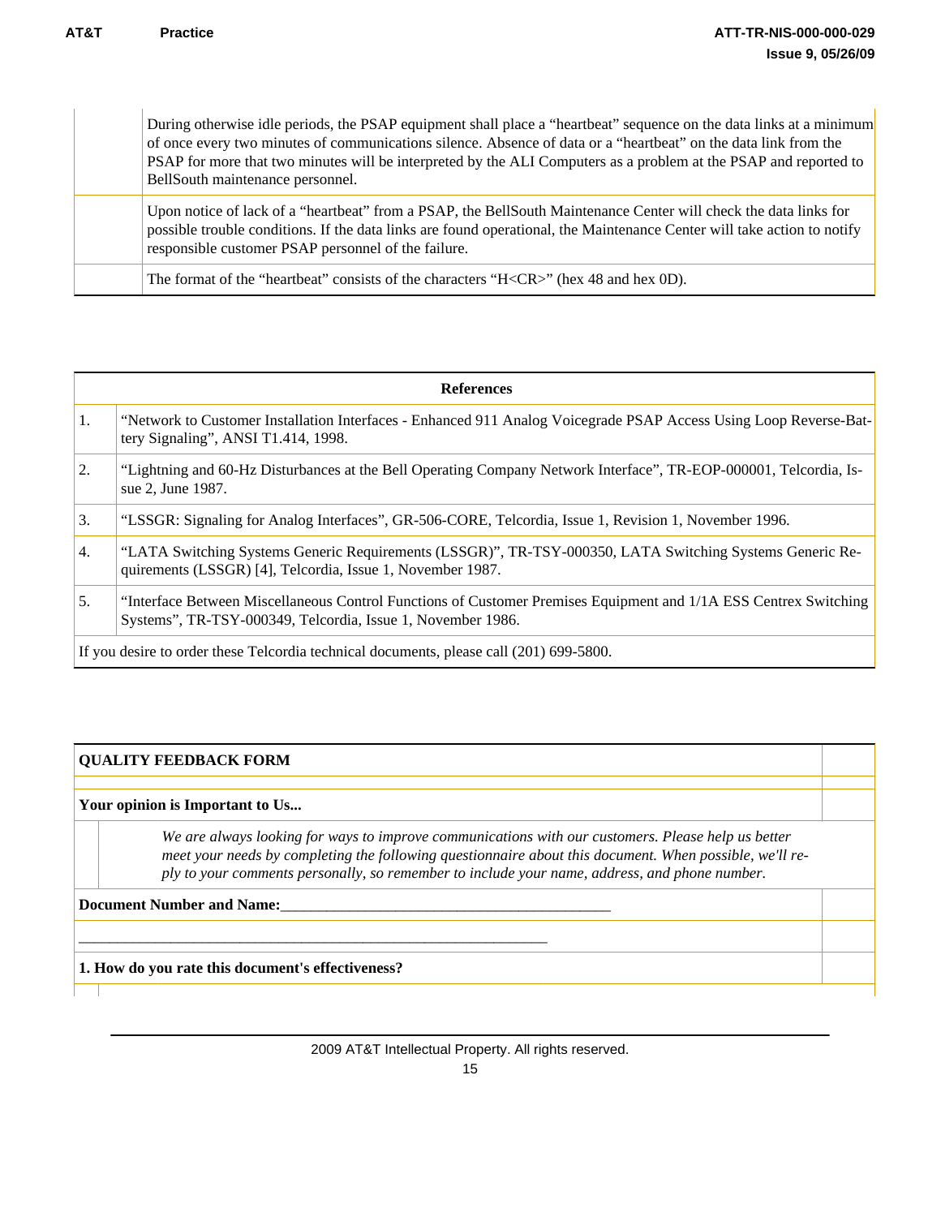| | |
|---|---|
| | During otherwise idle periods, the PSAP equipment shall place a "heartbeat" sequence on the data links at a minimum of once every two minutes of communications silence. Absence of data or a "heartbeat" on the data link from the PSAP for more that two minutes will be interpreted by the ALI Computers as a problem at the PSAP and reported to BellSouth maintenance personnel. |
| | Upon notice of lack of a "heartbeat" from a PSAP, the BellSouth Maintenance Center will check the data links for possible trouble conditions. If the data links are found operational, the Maintenance Center will take action to notify responsible customer PSAP personnel of the failure. |
| | The format of the "heartbeat" consists of the characters "H<CR>" (hex 48 and hex 0D). |

| References | |
|---|---|
| 1. | "Network to Customer Installation Interfaces - Enhanced 911 Analog Voicegrade PSAP Access Using Loop Reverse-Battery Signaling", ANSI T1.414, 1998. |
| 2. | "Lightning and 60-Hz Disturbances at the Bell Operating Company Network Interface", TR-EOP-000001, Telcordia, Issue 2, June 1987. |
| 3. | "LSSGR: Signaling for Analog Interfaces", GR-506-CORE, Telcordia, Issue 1, Revision 1, November 1996. |
| 4. | "LATA Switching Systems Generic Requirements (LSSGR)", TR-TSY-000350, LATA Switching Systems Generic Requirements (LSSGR) [4], Telcordia, Issue 1, November 1987. |
| 5. | "Interface Between Miscellaneous Control Functions of Customer Premises Equipment and 1/1A ESS Centrex Switching Systems", TR-TSY-000349, Telcordia, Issue 1, November 1986. |
| If you desire to order these Telcordia technical documents, please call (201) 699-5800. | |

**QUALITY FEEDBACK FORM**

**Your opinion is Important to Us...**

*We are always looking for ways to improve communications with our customers. Please help us better meet your needs by completing the following questionnaire about this document. When possible, we'll reply to your comments personally, so remember to include your name, address, and phone number.*

**Document Number and Name:**___________________________________________

_____________________________________________________________

**1. How do you rate this document's effectiveness?**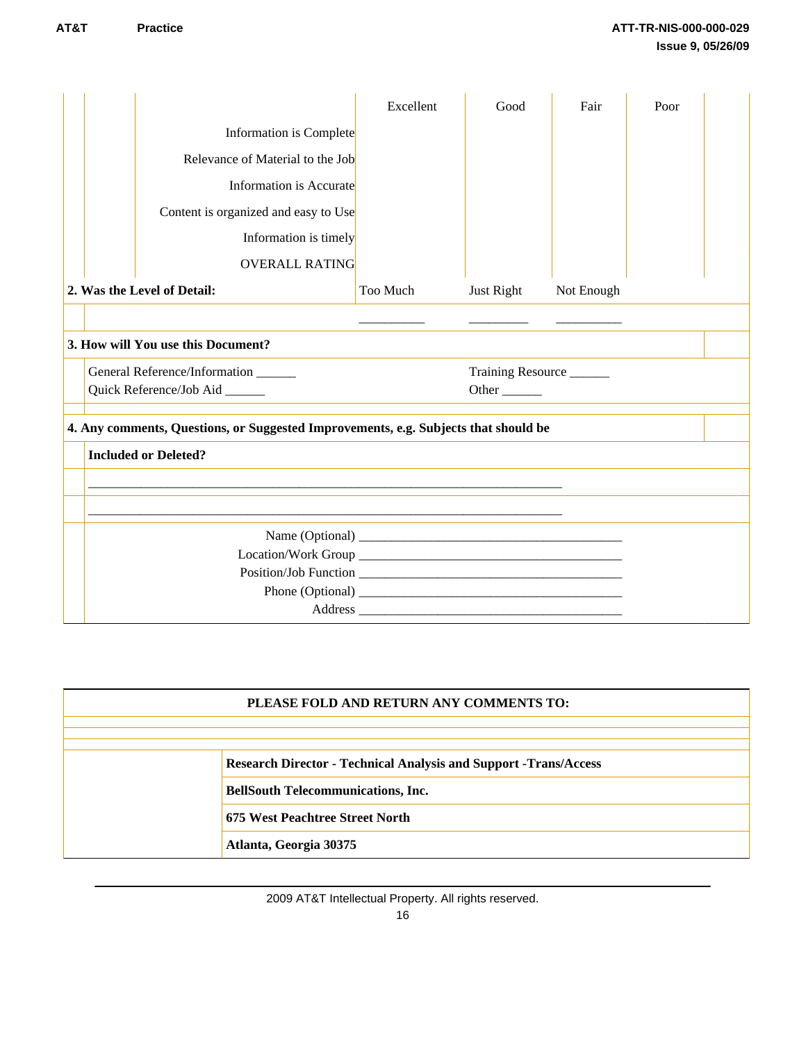| | Excellent | Good | Fair | Poor |
|---|---|---|---|---|
| Information is Complete | | | | |
| Relevance of Material to the Job | | | | |
| Information is Accurate | | | | |
| Content is organized and easy to Use | | | | |
| Information is timely | | | | |
| OVERALL RATING | | | | |

| **2. Was the Level of Detail:** | Too Much | Just Right | Not Enough |
|---|---|---|---|
| | __________ | _________ | __________ |

**3. How will You use this Document?**

General Reference/Information ______ Training Resource ______

Quick Reference/Job Aid ______ Other ______

**4. Any comments, Questions, or Suggested Improvements, e.g. Subjects that should be Included or Deleted?**

_________________________________________________________________________

_________________________________________________________________________

Name (Optional) ________________________________________

Location/Work Group ________________________________________

Position/Job Function ________________________________________

Phone (Optional) ________________________________________

Address ________________________________________

**PLEASE FOLD AND RETURN ANY COMMENTS TO:**

**Research Director - Technical Analysis and Support -Trans/Access**

**BellSouth Telecommunications, Inc.**

**675 West Peachtree Street North**

**Atlanta, Georgia 30375**

2009 AT&T Intellectual Property. All rights reserved.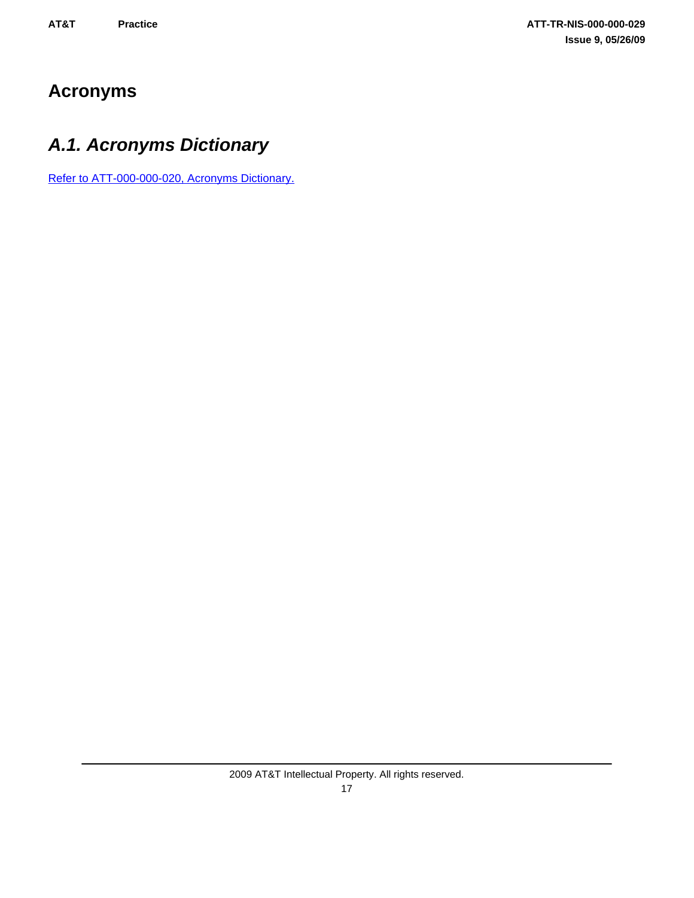# Acronyms

## *A.1. Acronyms Dictionary*

Refer to ATT-000-000-020, Acronyms Dictionary.